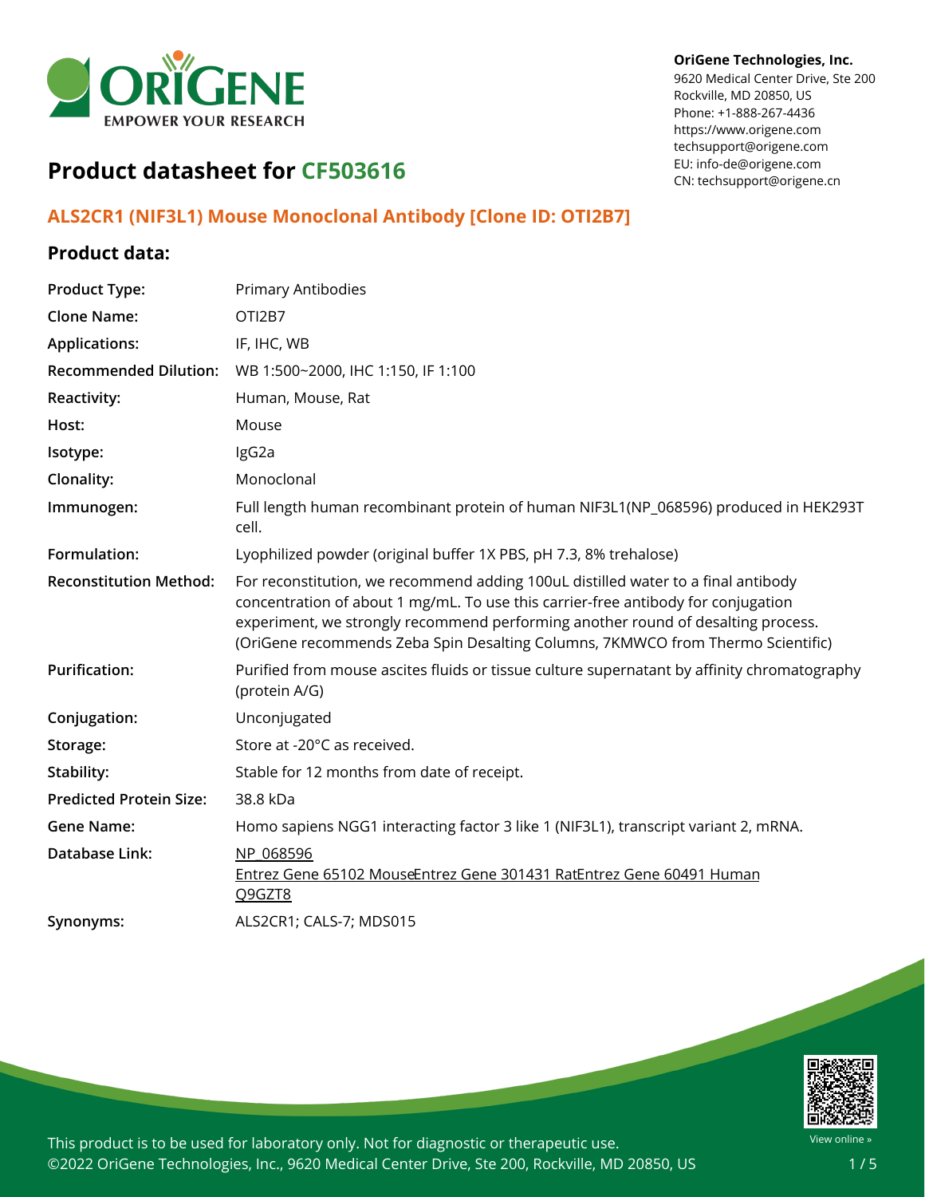OriGene Technologies, Inc.
9620 Medical Center Drive, Ste 200
Rockville, MD 20850, US
Phone: +1-888-267-4436
https://www.origene.com
techsupport@origene.com
EU: info-de@origene.com
CN: techsupport@origene.cn

# Product datasheet for CF503616

## ALS2CR1 (NIF3L1) Mouse Monoclonal Antibody [Clone ID: OTI2B7]

### Product data:

| | |
|---|---|
| **Product Type:** | Primary Antibodies |
| **Clone Name:** | OTI2B7 |
| **Applications:** | IF, IHC, WB |
| **Recommended Dilution:** | WB 1:500~2000, IHC 1:150, IF 1:100 |
| **Reactivity:** | Human, Mouse, Rat |
| **Host:** | Mouse |
| **Isotype:** | IgG2a |
| **Clonality:** | Monoclonal |
| **Immunogen:** | Full length human recombinant protein of human NIF3L1(NP_068596) produced in HEK293T cell. |
| **Formulation:** | Lyophilized powder (original buffer 1X PBS, pH 7.3, 8% trehalose) |
| **Reconstitution Method:** | For reconstitution, we recommend adding 100uL distilled water to a final antibody concentration of about 1 mg/mL. To use this carrier-free antibody for conjugation experiment, we strongly recommend performing another round of desalting process. (OriGene recommends Zeba Spin Desalting Columns, 7KMWCO from Thermo Scientific) |
| **Purification:** | Purified from mouse ascites fluids or tissue culture supernatant by affinity chromatography (protein A/G) |
| **Conjugation:** | Unconjugated |
| **Storage:** | Store at -20°C as received. |
| **Stability:** | Stable for 12 months from date of receipt. |
| **Predicted Protein Size:** | 38.8 kDa |
| **Gene Name:** | Homo sapiens NGG1 interacting factor 3 like 1 (NIF3L1), transcript variant 2, mRNA. |
| **Database Link:** | NP_068596<br>Entrez Gene 65102 MouseEntrez Gene 301431 RatEntrez Gene 60491 Human<br>Q9GZT8 |
| **Synonyms:** | ALS2CR1; CALS-7; MDS015 |

This product is to be used for laboratory only. Not for diagnostic or therapeutic use.
©2022 OriGene Technologies, Inc., 9620 Medical Center Drive, Ste 200, Rockville, MD 20850, US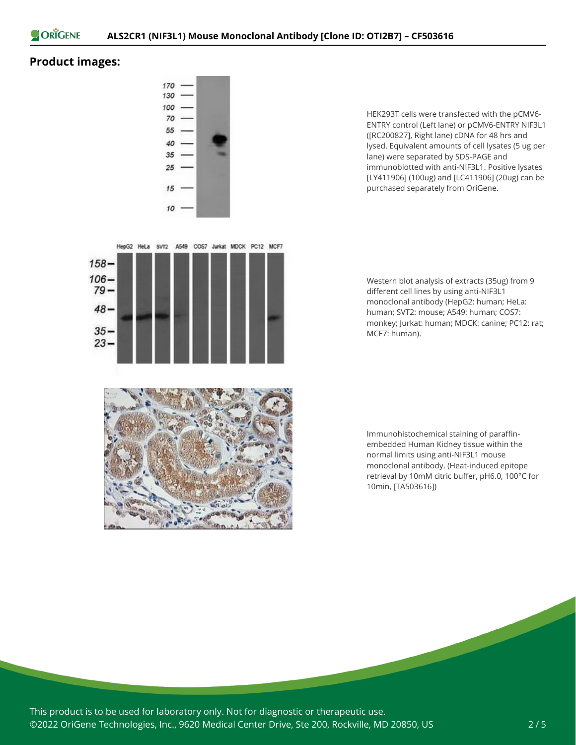## Product images:

HEK293T cells were transfected with the pCMV6-ENTRY control (Left lane) or pCMV6-ENTRY NIF3L1 ([RC200827], Right lane) cDNA for 48 hrs and lysed. Equivalent amounts of cell lysates (5 ug per lane) were separated by SDS-PAGE and immunoblotted with anti-NIF3L1. Positive lysates [LY411906] (100ug) and [LC411906] (20ug) can be purchased separately from OriGene.

Western blot analysis of extracts (35ug) from 9 different cell lines by using anti-NIF3L1 monoclonal antibody (HepG2: human; HeLa: human; SVT2: mouse; A549: human; COS7: monkey; Jurkat: human; MDCK: canine; PC12: rat; MCF7: human).

Immunohistochemical staining of paraffin-embedded Human Kidney tissue within the normal limits using anti-NIF3L1 mouse monoclonal antibody. (Heat-induced epitope retrieval by 10mM citric buffer, pH6.0, 100°C for 10min, [TA503616])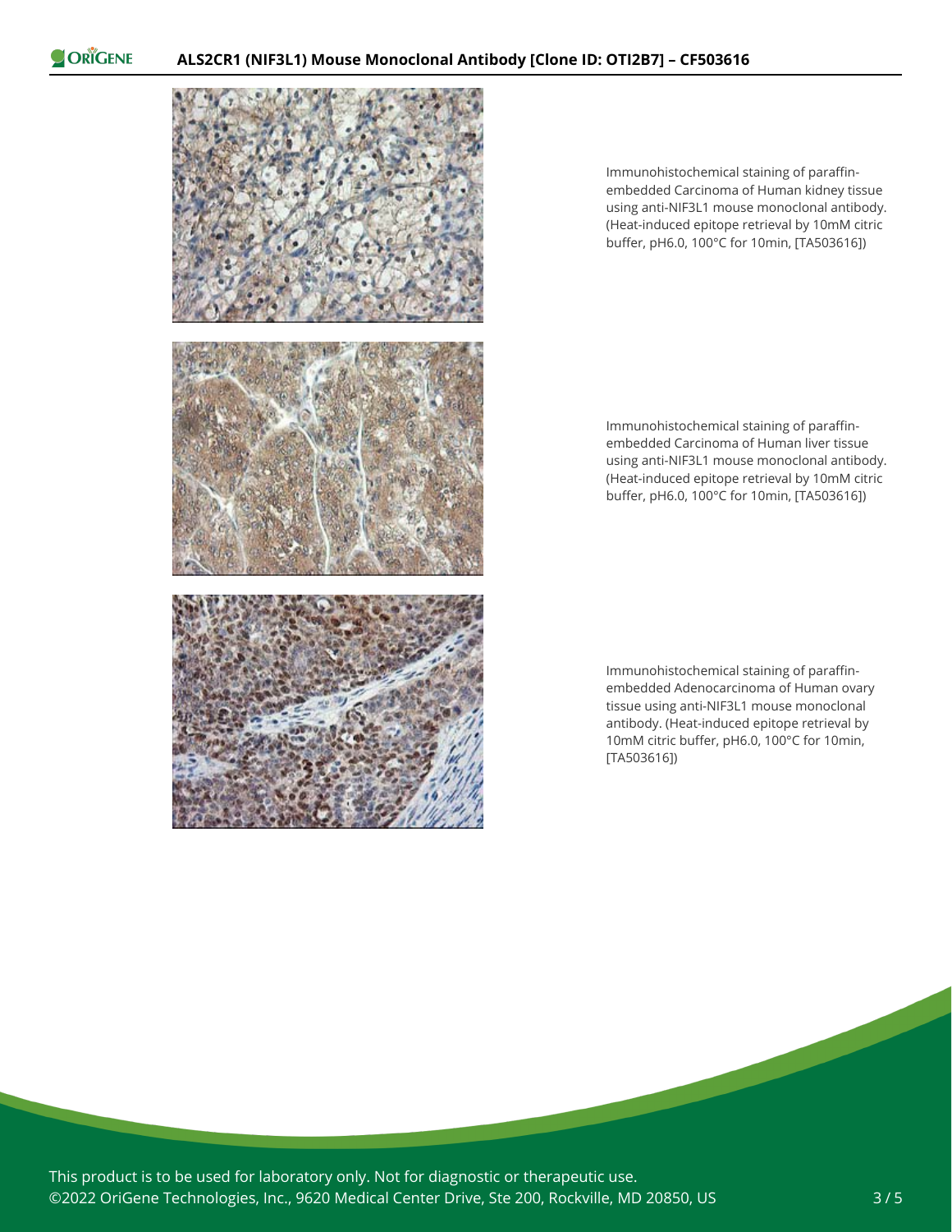Immunohistochemical staining of paraffin-embedded Carcinoma of Human kidney tissue using anti-NIF3L1 mouse monoclonal antibody. (Heat-induced epitope retrieval by 10mM citric buffer, pH6.0, 100°C for 10min, [TA503616])

Immunohistochemical staining of paraffin-embedded Carcinoma of Human liver tissue using anti-NIF3L1 mouse monoclonal antibody. (Heat-induced epitope retrieval by 10mM citric buffer, pH6.0, 100°C for 10min, [TA503616])

Immunohistochemical staining of paraffin-embedded Adenocarcinoma of Human ovary tissue using anti-NIF3L1 mouse monoclonal antibody. (Heat-induced epitope retrieval by 10mM citric buffer, pH6.0, 100°C for 10min, [TA503616])

This product is to be used for laboratory only. Not for diagnostic or therapeutic use.
©2022 OriGene Technologies, Inc., 9620 Medical Center Drive, Ste 200, Rockville, MD 20850, US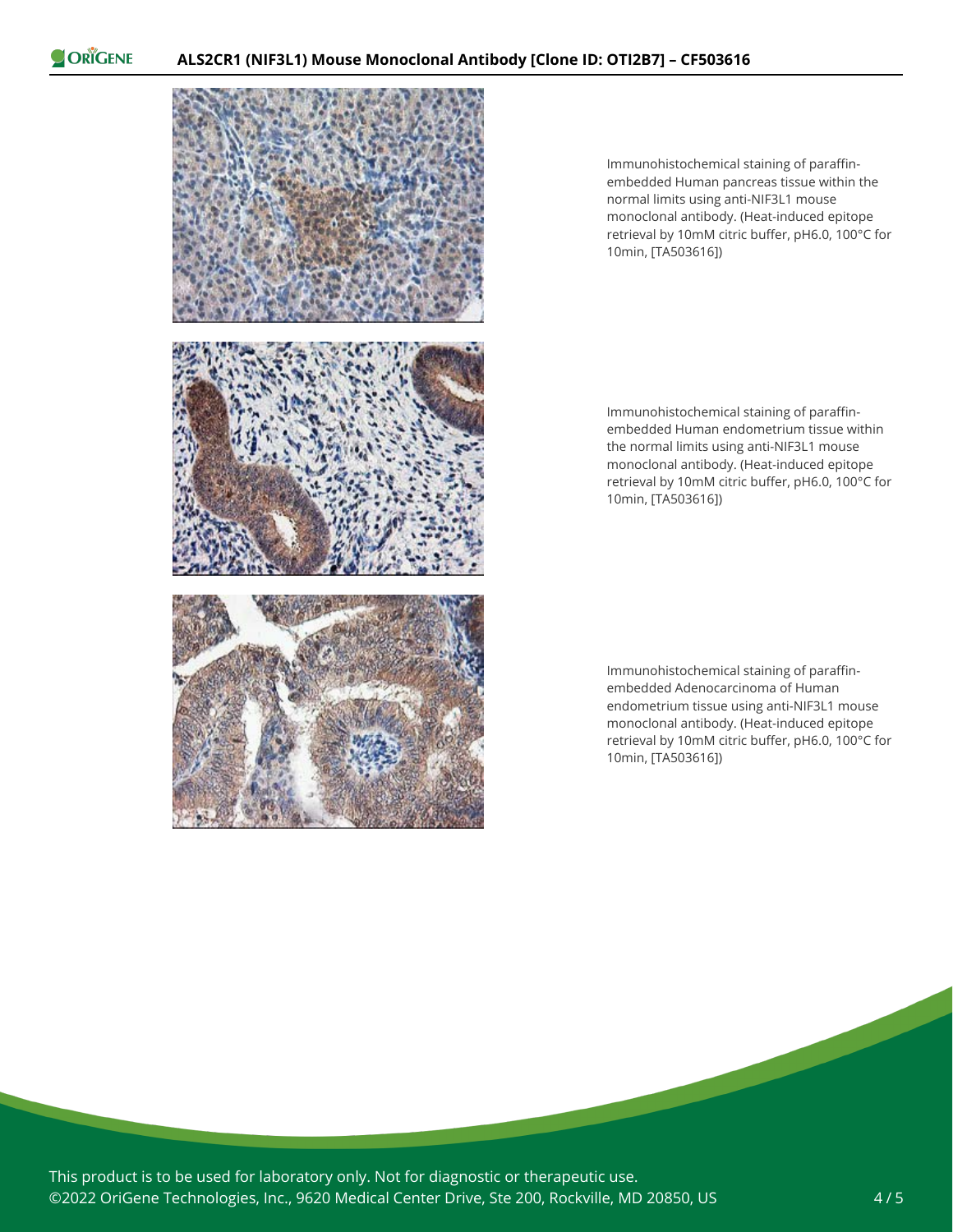Immunohistochemical staining of paraffin-embedded Human pancreas tissue within the normal limits using anti-NIF3L1 mouse monoclonal antibody. (Heat-induced epitope retrieval by 10mM citric buffer, pH6.0, 100°C for 10min, [TA503616])

Immunohistochemical staining of paraffin-embedded Human endometrium tissue within the normal limits using anti-NIF3L1 mouse monoclonal antibody. (Heat-induced epitope retrieval by 10mM citric buffer, pH6.0, 100°C for 10min, [TA503616])

Immunohistochemical staining of paraffin-embedded Adenocarcinoma of Human endometrium tissue using anti-NIF3L1 mouse monoclonal antibody. (Heat-induced epitope retrieval by 10mM citric buffer, pH6.0, 100°C for 10min, [TA503616])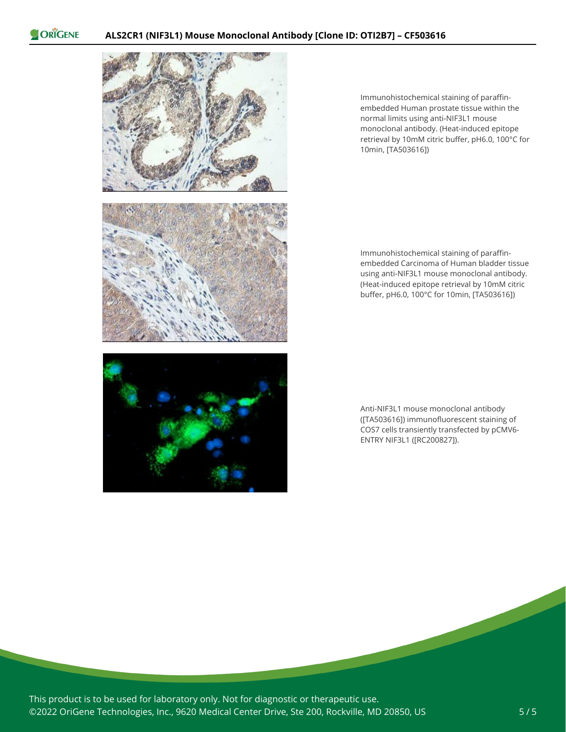Immunohistochemical staining of paraffin-embedded Human prostate tissue within the normal limits using anti-NIF3L1 mouse monoclonal antibody. (Heat-induced epitope retrieval by 10mM citric buffer, pH6.0, 100°C for 10min, [TA503616])

Immunohistochemical staining of paraffin-embedded Carcinoma of Human bladder tissue using anti-NIF3L1 mouse monoclonal antibody. (Heat-induced epitope retrieval by 10mM citric buffer, pH6.0, 100°C for 10min, [TA503616])

Anti-NIF3L1 mouse monoclonal antibody ([TA503616]) immunofluorescent staining of COS7 cells transiently transfected by pCMV6-ENTRY NIF3L1 ([RC200827]).

This product is to be used for laboratory only. Not for diagnostic or therapeutic use.
©2022 OriGene Technologies, Inc., 9620 Medical Center Drive, Ste 200, Rockville, MD 20850, US